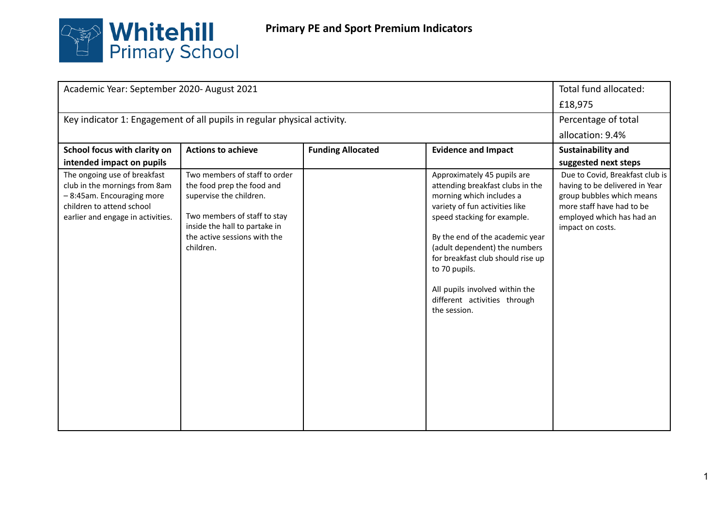Whitehill Primary School

# Primary PE and Sport Premium Indicators

| Academic Year: September 2020- August 2021 | | | | Total fund allocated: £18,975 |
|---|---|---|---|---|
| Key indicator 1: Engagement of all pupils in regular physical activity. | | | | Percentage of total allocation: 9.4% |
| **School focus with clarity on intended impact on pupils** | **Actions to achieve** | **Funding Allocated** | **Evidence and Impact** | **Sustainability and suggested next steps** |
| The ongoing use of breakfast club in the mornings from 8am – 8:45am. Encouraging more children to attend school earlier and engage in activities. | Two members of staff to order the food prep the food and supervise the children.<br><br>Two members of staff to stay inside the hall to partake in the active sessions with the children. | | Approximately 45 pupils are attending breakfast clubs in the morning which includes a variety of fun activities like speed stacking for example.<br><br>By the end of the academic year (adult dependent) the numbers for breakfast club should rise up to 70 pupils.<br><br>All pupils involved within the different activities through the session. | Due to Covid, Breakfast club is having to be delivered in Year group bubbles which means more staff have had to be employed which has had an impact on costs. |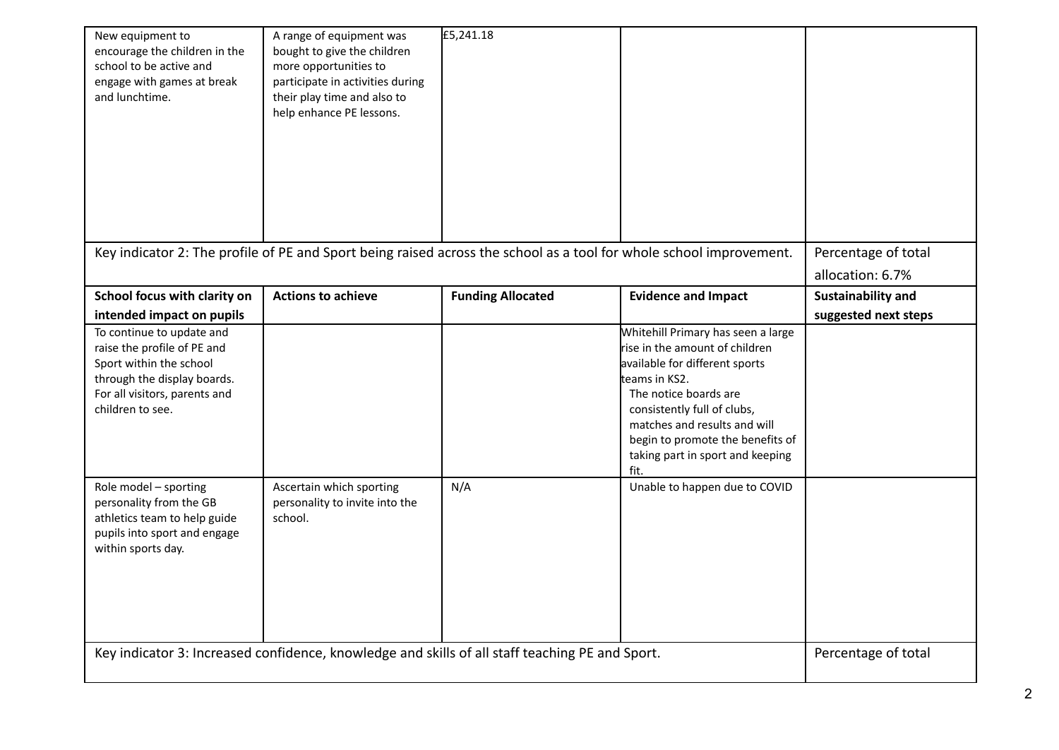| | | | | |
|---|---|---|---|---|
| New equipment to encourage the children in the school to be active and engage with games at break and lunchtime. | A range of equipment was bought to give the children more opportunities to participate in activities during their play time and also to help enhance PE lessons. | £5,241.18 | | |

| Key indicator 2: The profile of PE and Sport being raised across the school as a tool for whole school improvement. | | | | Percentage of total allocation: 6.7% |
|---|---|---|---|---|
| **School focus with clarity on intended impact on pupils** | **Actions to achieve** | **Funding Allocated** | **Evidence and Impact** | **Sustainability and suggested next steps** |
| To continue to update and raise the profile of PE and Sport within the school through the display boards. For all visitors, parents and children to see. | | | Whitehill Primary has seen a large rise in the amount of children available for different sports teams in KS2. The notice boards are consistently full of clubs, matches and results and will begin to promote the benefits of taking part in sport and keeping fit. | |
| Role model – sporting personality from the GB athletics team to help guide pupils into sport and engage within sports day. | Ascertain which sporting personality to invite into the school. | N/A | Unable to happen due to COVID | |

| Key indicator 3: Increased confidence, knowledge and skills of all staff teaching PE and Sport. | | | | Percentage of total |
|---|---|---|---|---|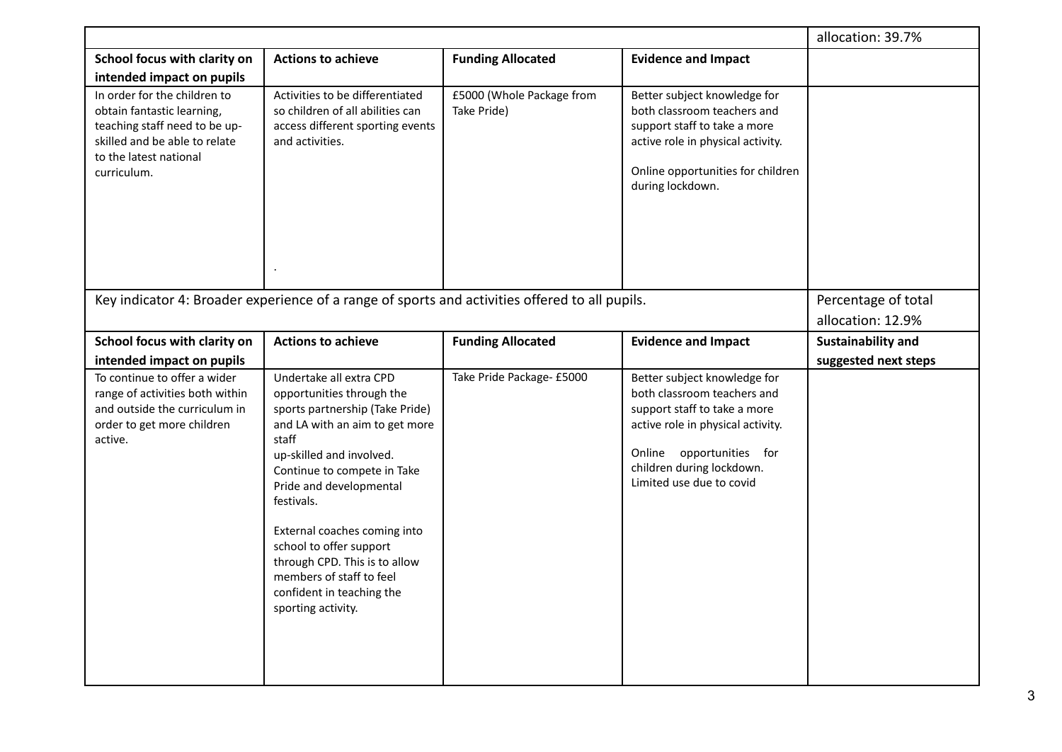| | | | | allocation: 39.7% |
|---|---|---|---|---|
| **School focus with clarity on intended impact on pupils** | **Actions to achieve** | **Funding Allocated** | **Evidence and Impact** | |
| In order for the children to obtain fantastic learning, teaching staff need to be up-skilled and be able to relate to the latest national curriculum. | Activities to be differentiated so children of all abilities can access different sporting events and activities.<br><br>. | £5000 (Whole Package from Take Pride) | Better subject knowledge for both classroom teachers and support staff to take a more active role in physical activity.<br><br>Online opportunities for children during lockdown. | |

| Key indicator 4: Broader experience of a range of sports and activities offered to all pupils. | | | | Percentage of total allocation: 12.9% |
|---|---|---|---|---|
| **School focus with clarity on intended impact on pupils** | **Actions to achieve** | **Funding Allocated** | **Evidence and Impact** | **Sustainability and suggested next steps** |
| To continue to offer a wider range of activities both within and outside the curriculum in order to get more children active. | Undertake all extra CPD opportunities through the sports partnership (Take Pride) and LA with an aim to get more staff up-skilled and involved.<br>Continue to compete in Take Pride and developmental festivals.<br><br>External coaches coming into school to offer support through CPD. This is to allow members of staff to feel confident in teaching the sporting activity. | Take Pride Package- £5000 | Better subject knowledge for both classroom teachers and support staff to take a more active role in physical activity.<br><br>Online opportunities for children during lockdown.<br>Limited use due to covid | |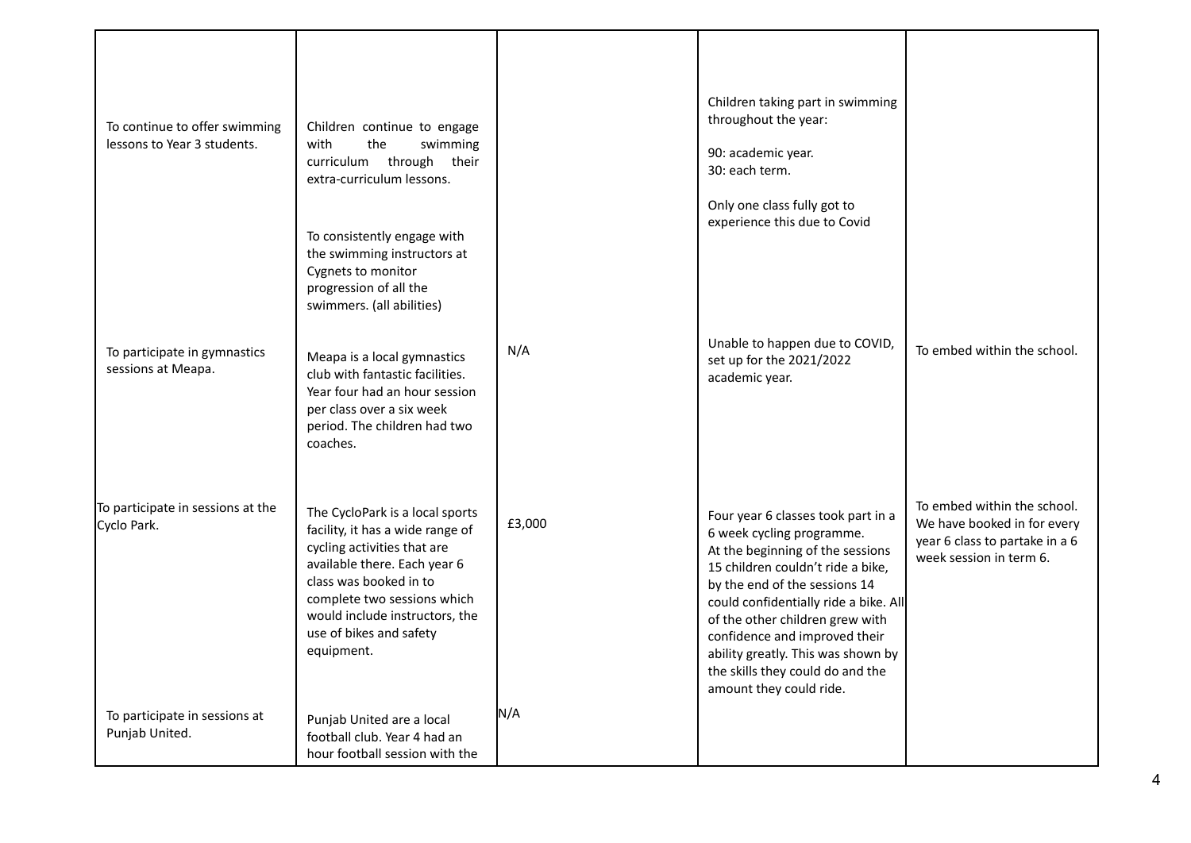| | | | | |
|---|---|---|---|---|
| To continue to offer swimming lessons to Year 3 students. | Children continue to engage with the swimming curriculum through their extra-curriculum lessons.<br><br>To consistently engage with the swimming instructors at Cygnets to monitor progression of all the swimmers. (all abilities) | | Children taking part in swimming throughout the year:<br><br>90: academic year.<br>30: each term.<br><br>Only one class fully got to experience this due to Covid | |
| To participate in gymnastics sessions at Meapa. | Meapa is a local gymnastics club with fantastic facilities. Year four had an hour session per class over a six week period. The children had two coaches. | N/A | Unable to happen due to COVID, set up for the 2021/2022 academic year. | To embed within the school. |
| To participate in sessions at the Cyclo Park. | The CycloPark is a local sports facility, it has a wide range of cycling activities that are available there. Each year 6 class was booked in to complete two sessions which would include instructors, the use of bikes and safety equipment. | £3,000 | Four year 6 classes took part in a 6 week cycling programme.<br>At the beginning of the sessions 15 children couldn't ride a bike, by the end of the sessions 14 could confidentially ride a bike. All of the other children grew with confidence and improved their ability greatly. This was shown by the skills they could do and the amount they could ride. | To embed within the school. We have booked in for every year 6 class to partake in a 6 week session in term 6. |
| To participate in sessions at Punjab United. | Punjab United are a local football club. Year 4 had an hour football session with the | N/A | | |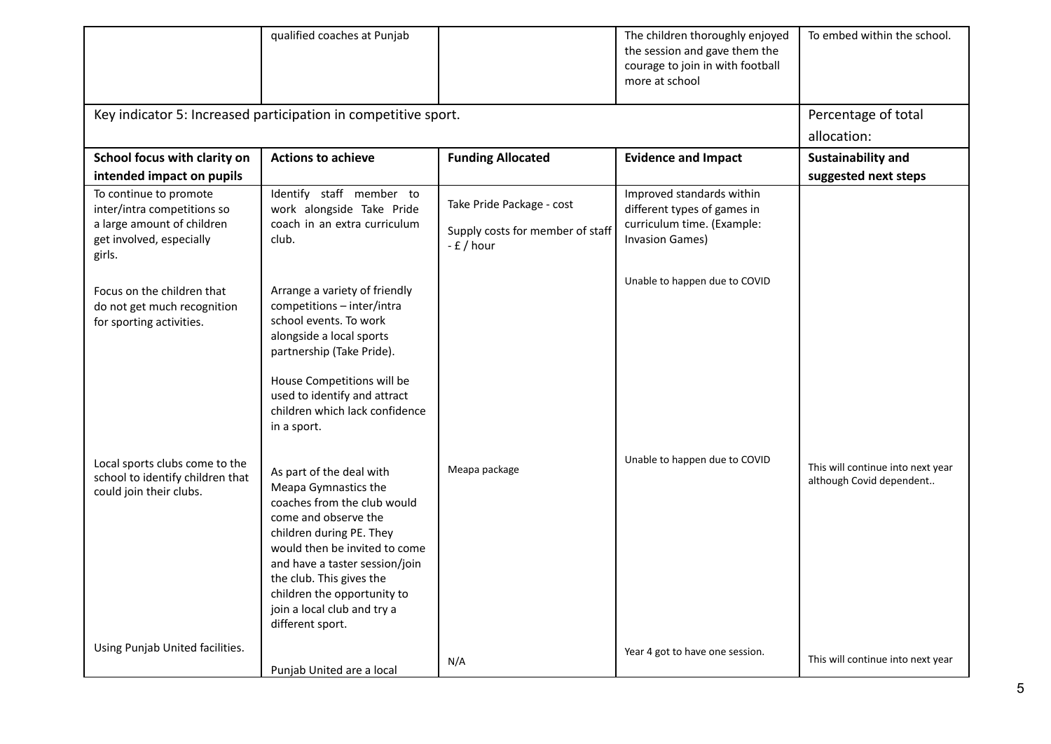| | qualified coaches at Punjab | | The children thoroughly enjoyed the session and gave them the courage to join in with football more at school | To embed within the school. |
|---|---|---|---|---|

| Key indicator 5: Increased participation in competitive sport. | | | | Percentage of total allocation: |
|---|---|---|---|---|
| **School focus with clarity on intended impact on pupils** | **Actions to achieve** | **Funding Allocated** | **Evidence and Impact** | **Sustainability and suggested next steps** |
| To continue to promote inter/intra competitions so a large amount of children get involved, especially girls.<br><br>Focus on the children that do not get much recognition for sporting activities. | Identify staff member to work alongside Take Pride coach in an extra curriculum club.<br><br>Arrange a variety of friendly competitions – inter/intra school events. To work alongside a local sports partnership (Take Pride).<br><br>House Competitions will be used to identify and attract children which lack confidence in a sport. | Take Pride Package - cost<br><br>Supply costs for member of staff - £ / hour | Improved standards within different types of games in curriculum time. (Example: Invasion Games)<br><br>Unable to happen due to COVID | |
| Local sports clubs come to the school to identify children that could join their clubs. | As part of the deal with Meapa Gymnastics the coaches from the club would come and observe the children during PE. They would then be invited to come and have a taster session/join the club. This gives the children the opportunity to join a local club and try a different sport. | Meapa package | Unable to happen due to COVID | This will continue into next year although Covid dependent.. |
| Using Punjab United facilities. | Punjab United are a local | N/A | Year 4 got to have one session. | This will continue into next year |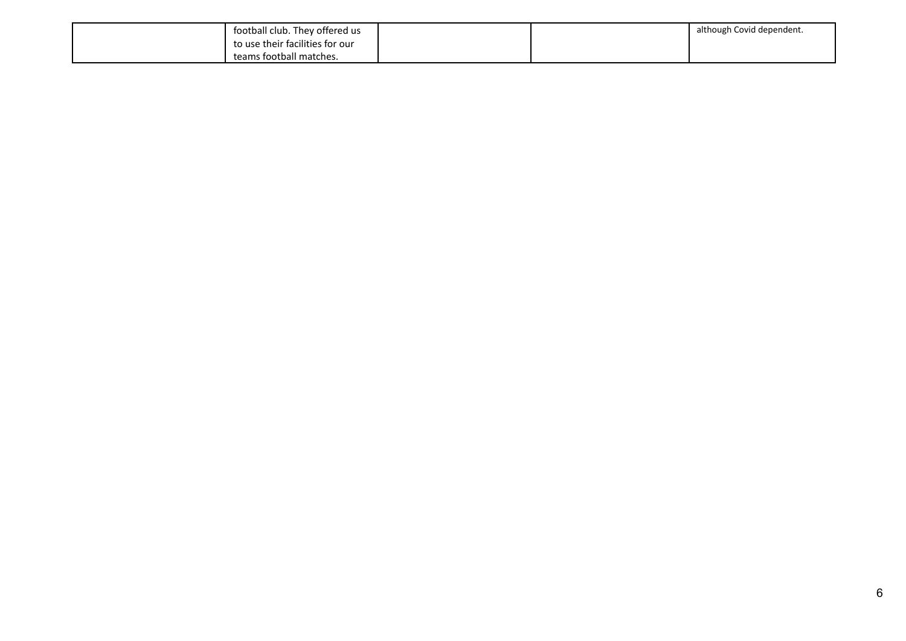| | | | | |
|---|---|---|---|---|
| | football club. They offered us to use their facilities for our teams football matches. | | | although Covid dependent. |